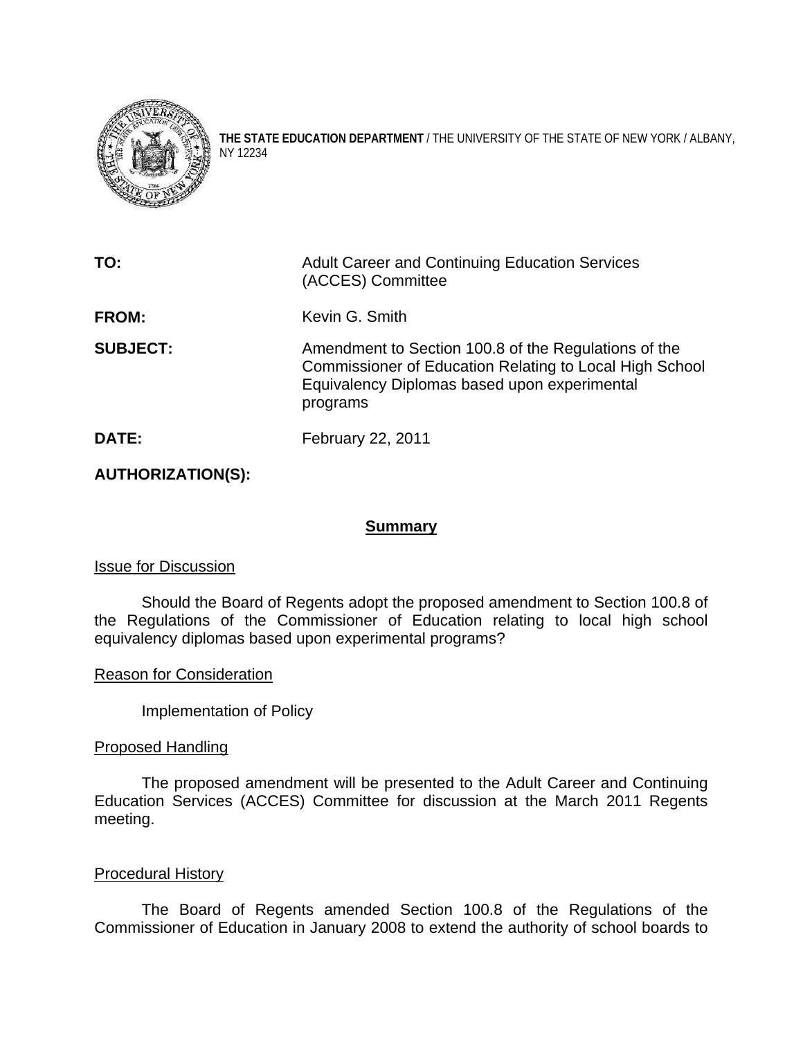**THE STATE EDUCATION DEPARTMENT** / THE UNIVERSITY OF THE STATE OF NEW YORK / ALBANY, NY 12234

| | |
|---|---|
| **TO:** | Adult Career and Continuing Education Services (ACCES) Committee |
| **FROM:** | Kevin G. Smith |
| **SUBJECT:** | Amendment to Section 100.8 of the Regulations of the Commissioner of Education Relating to Local High School Equivalency Diplomas based upon experimental programs |
| **DATE:** | February 22, 2011 |
| **AUTHORIZATION(S):** | |

## Summary

### Issue for Discussion

Should the Board of Regents adopt the proposed amendment to Section 100.8 of the Regulations of the Commissioner of Education relating to local high school equivalency diplomas based upon experimental programs?

### Reason for Consideration

Implementation of Policy

### Proposed Handling

The proposed amendment will be presented to the Adult Career and Continuing Education Services (ACCES) Committee for discussion at the March 2011 Regents meeting.

### Procedural History

The Board of Regents amended Section 100.8 of the Regulations of the Commissioner of Education in January 2008 to extend the authority of school boards to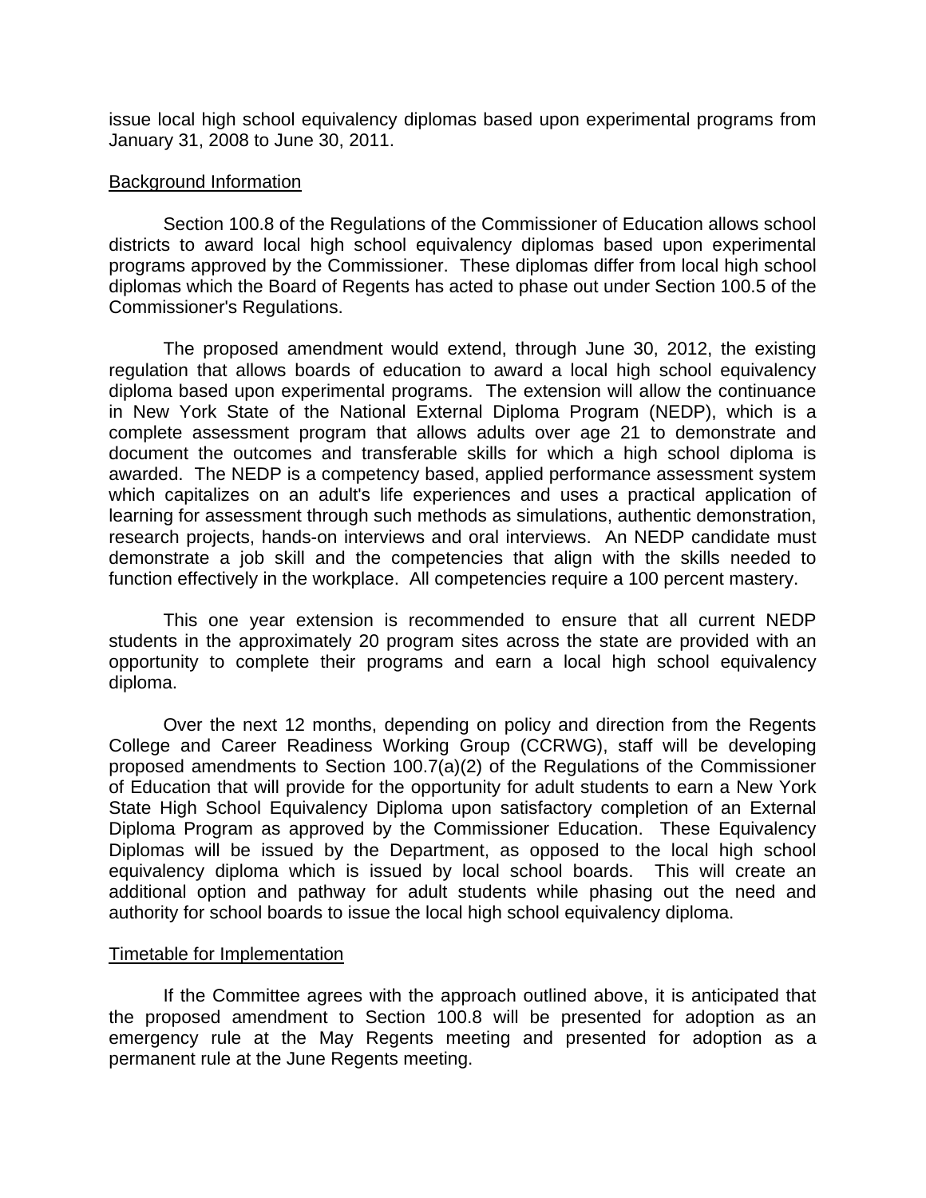issue local high school equivalency diplomas based upon experimental programs from January 31, 2008 to June 30, 2011.

Background Information

Section 100.8 of the Regulations of the Commissioner of Education allows school districts to award local high school equivalency diplomas based upon experimental programs approved by the Commissioner. These diplomas differ from local high school diplomas which the Board of Regents has acted to phase out under Section 100.5 of the Commissioner's Regulations.

The proposed amendment would extend, through June 30, 2012, the existing regulation that allows boards of education to award a local high school equivalency diploma based upon experimental programs. The extension will allow the continuance in New York State of the National External Diploma Program (NEDP), which is a complete assessment program that allows adults over age 21 to demonstrate and document the outcomes and transferable skills for which a high school diploma is awarded. The NEDP is a competency based, applied performance assessment system which capitalizes on an adult's life experiences and uses a practical application of learning for assessment through such methods as simulations, authentic demonstration, research projects, hands-on interviews and oral interviews. An NEDP candidate must demonstrate a job skill and the competencies that align with the skills needed to function effectively in the workplace. All competencies require a 100 percent mastery.

This one year extension is recommended to ensure that all current NEDP students in the approximately 20 program sites across the state are provided with an opportunity to complete their programs and earn a local high school equivalency diploma.

Over the next 12 months, depending on policy and direction from the Regents College and Career Readiness Working Group (CCRWG), staff will be developing proposed amendments to Section 100.7(a)(2) of the Regulations of the Commissioner of Education that will provide for the opportunity for adult students to earn a New York State High School Equivalency Diploma upon satisfactory completion of an External Diploma Program as approved by the Commissioner Education. These Equivalency Diplomas will be issued by the Department, as opposed to the local high school equivalency diploma which is issued by local school boards. This will create an additional option and pathway for adult students while phasing out the need and authority for school boards to issue the local high school equivalency diploma.

Timetable for Implementation

If the Committee agrees with the approach outlined above, it is anticipated that the proposed amendment to Section 100.8 will be presented for adoption as an emergency rule at the May Regents meeting and presented for adoption as a permanent rule at the June Regents meeting.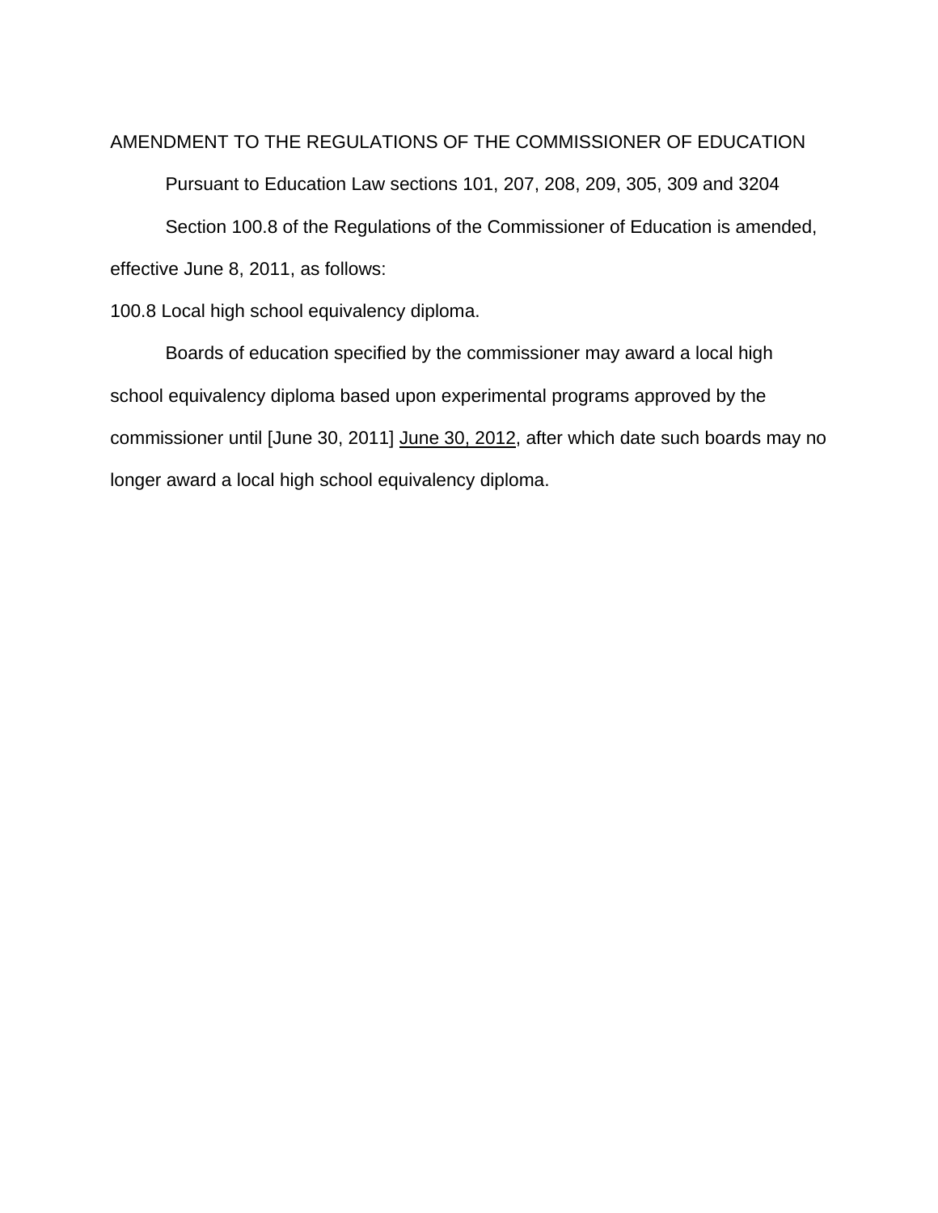AMENDMENT TO THE REGULATIONS OF THE COMMISSIONER OF EDUCATION

Pursuant to Education Law sections 101, 207, 208, 209, 305, 309 and 3204

Section 100.8 of the Regulations of the Commissioner of Education is amended, effective June 8, 2011, as follows:

100.8 Local high school equivalency diploma.

Boards of education specified by the commissioner may award a local high school equivalency diploma based upon experimental programs approved by the commissioner until [June 30, 2011] <u>June 30, 2012</u>, after which date such boards may no longer award a local high school equivalency diploma.